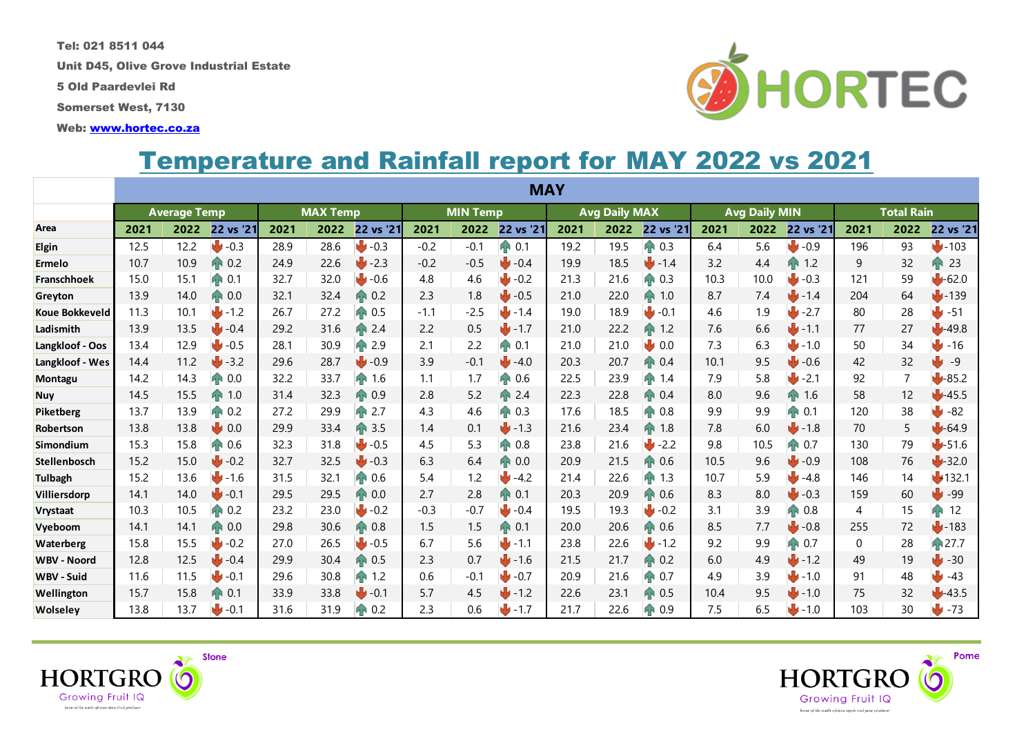Tel: 021 8511 044

Unit D45, Olive Grove Industrial Estate

5 Old Paardevlei Rd

Somerset West, 7130

Web: www.hortec.co.za

HORTEC

# Temperature and Rainfall report for MAY 2022 vs 2021

| | MAY | | | | | | | | | | | | | | | | | |
|---|---|---|---|---|---|---|---|---|---|---|---|---|---|---|---|---|---|---|
| | Average Temp | | | MAX Temp | | | MIN Temp | | | Avg Daily MAX | | | Avg Daily MIN | | | Total Rain | | |
| Area | 2021 | 2022 | 22 vs '21 | 2021 | 2022 | 22 vs '21 | 2021 | 2022 | 22 vs '21 | 2021 | 2022 | 22 vs '21 | 2021 | 2022 | 22 vs '21 | 2021 | 2022 | 22 vs '21 |
| Elgin | 12.5 | 12.2 | -0.3 | 28.9 | 28.6 | -0.3 | -0.2 | -0.1 | 0.1 | 19.2 | 19.5 | 0.3 | 6.4 | 5.6 | -0.9 | 196 | 93 | -103 |
| Ermelo | 10.7 | 10.9 | 0.2 | 24.9 | 22.6 | -2.3 | -0.2 | -0.5 | -0.4 | 19.9 | 18.5 | -1.4 | 3.2 | 4.4 | 1.2 | 9 | 32 | 23 |
| Franschhoek | 15.0 | 15.1 | 0.1 | 32.7 | 32.0 | -0.6 | 4.8 | 4.6 | -0.2 | 21.3 | 21.6 | 0.3 | 10.3 | 10.0 | -0.3 | 121 | 59 | -62.0 |
| Greyton | 13.9 | 14.0 | 0.0 | 32.1 | 32.4 | 0.2 | 2.3 | 1.8 | -0.5 | 21.0 | 22.0 | 1.0 | 8.7 | 7.4 | -1.4 | 204 | 64 | -139 |
| Koue Bokkeveld | 11.3 | 10.1 | -1.2 | 26.7 | 27.2 | 0.5 | -1.1 | -2.5 | -1.4 | 19.0 | 18.9 | -0.1 | 4.6 | 1.9 | -2.7 | 80 | 28 | -51 |
| Ladismith | 13.9 | 13.5 | -0.4 | 29.2 | 31.6 | 2.4 | 2.2 | 0.5 | -1.7 | 21.0 | 22.2 | 1.2 | 7.6 | 6.6 | -1.1 | 77 | 27 | -49.8 |
| Langkloof - Oos | 13.4 | 12.9 | -0.5 | 28.1 | 30.9 | 2.9 | 2.1 | 2.2 | 0.1 | 21.0 | 21.0 | 0.0 | 7.3 | 6.3 | -1.0 | 50 | 34 | -16 |
| Langkloof - Wes | 14.4 | 11.2 | -3.2 | 29.6 | 28.7 | -0.9 | 3.9 | -0.1 | -4.0 | 20.3 | 20.7 | 0.4 | 10.1 | 9.5 | -0.6 | 42 | 32 | -9 |
| Montagu | 14.2 | 14.3 | 0.0 | 32.2 | 33.7 | 1.6 | 1.1 | 1.7 | 0.6 | 22.5 | 23.9 | 1.4 | 7.9 | 5.8 | -2.1 | 92 | 7 | -85.2 |
| Nuy | 14.5 | 15.5 | 1.0 | 31.4 | 32.3 | 0.9 | 2.8 | 5.2 | 2.4 | 22.3 | 22.8 | 0.4 | 8.0 | 9.6 | 1.6 | 58 | 12 | -45.5 |
| Piketberg | 13.7 | 13.9 | 0.2 | 27.2 | 29.9 | 2.7 | 4.3 | 4.6 | 0.3 | 17.6 | 18.5 | 0.8 | 9.9 | 9.9 | 0.1 | 120 | 38 | -82 |
| Robertson | 13.8 | 13.8 | 0.0 | 29.9 | 33.4 | 3.5 | 1.4 | 0.1 | -1.3 | 21.6 | 23.4 | 1.8 | 7.8 | 6.0 | -1.8 | 70 | 5 | -64.9 |
| Simondium | 15.3 | 15.8 | 0.6 | 32.3 | 31.8 | -0.5 | 4.5 | 5.3 | 0.8 | 23.8 | 21.6 | -2.2 | 9.8 | 10.5 | 0.7 | 130 | 79 | -51.6 |
| Stellenbosch | 15.2 | 15.0 | -0.2 | 32.7 | 32.5 | -0.3 | 6.3 | 6.4 | 0.0 | 20.9 | 21.5 | 0.6 | 10.5 | 9.6 | -0.9 | 108 | 76 | -32.0 |
| Tulbagh | 15.2 | 13.6 | -1.6 | 31.5 | 32.1 | 0.6 | 5.4 | 1.2 | -4.2 | 21.4 | 22.6 | 1.3 | 10.7 | 5.9 | -4.8 | 146 | 14 | -132.1 |
| Villiersdorp | 14.1 | 14.0 | -0.1 | 29.5 | 29.5 | 0.0 | 2.7 | 2.8 | 0.1 | 20.3 | 20.9 | 0.6 | 8.3 | 8.0 | -0.3 | 159 | 60 | -99 |
| Vrystaat | 10.3 | 10.5 | 0.2 | 23.2 | 23.0 | -0.2 | -0.3 | -0.7 | -0.4 | 19.5 | 19.3 | -0.2 | 3.1 | 3.9 | 0.8 | 4 | 15 | 12 |
| Vyeboom | 14.1 | 14.1 | 0.0 | 29.8 | 30.6 | 0.8 | 1.5 | 1.5 | 0.1 | 20.0 | 20.6 | 0.6 | 8.5 | 7.7 | -0.8 | 255 | 72 | -183 |
| Waterberg | 15.8 | 15.5 | -0.2 | 27.0 | 26.5 | -0.5 | 6.7 | 5.6 | -1.1 | 23.8 | 22.6 | -1.2 | 9.2 | 9.9 | 0.7 | 0 | 28 | 27.7 |
| WBV - Noord | 12.8 | 12.5 | -0.4 | 29.9 | 30.4 | 0.5 | 2.3 | 0.7 | -1.6 | 21.5 | 21.7 | 0.2 | 6.0 | 4.9 | -1.2 | 49 | 19 | -30 |
| WBV - Suid | 11.6 | 11.5 | -0.1 | 29.6 | 30.8 | 1.2 | 0.6 | -0.1 | -0.7 | 20.9 | 21.6 | 0.7 | 4.9 | 3.9 | -1.0 | 91 | 48 | -43 |
| Wellington | 15.7 | 15.8 | 0.1 | 33.9 | 33.8 | -0.1 | 5.7 | 4.5 | -1.2 | 22.6 | 23.1 | 0.5 | 10.4 | 9.5 | -1.0 | 75 | 32 | -43.5 |
| Wolseley | 13.8 | 13.7 | -0.1 | 31.6 | 31.9 | 0.2 | 2.3 | 0.6 | -1.7 | 21.7 | 22.6 | 0.9 | 7.5 | 6.5 | -1.0 | 103 | 30 | -73 |

HORTGRO Stone — Growing Fruit IQ

HORTGRO Pome — Growing Fruit IQ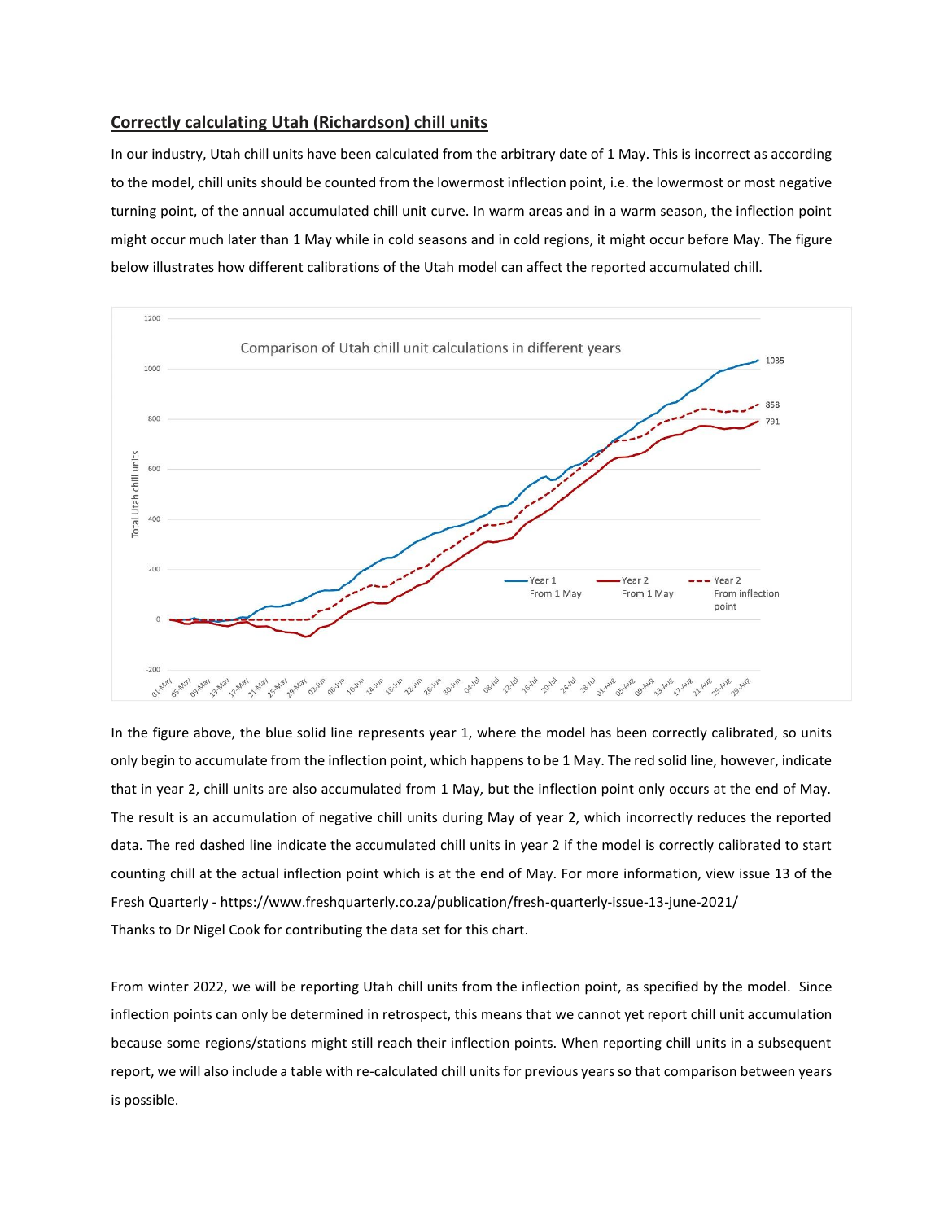## Correctly calculating Utah (Richardson) chill units

In our industry, Utah chill units have been calculated from the arbitrary date of 1 May. This is incorrect as according to the model, chill units should be counted from the lowermost inflection point, i.e. the lowermost or most negative turning point, of the annual accumulated chill unit curve. In warm areas and in a warm season, the inflection point might occur much later than 1 May while in cold seasons and in cold regions, it might occur before May. The figure below illustrates how different calibrations of the Utah model can affect the reported accumulated chill.

In the figure above, the blue solid line represents year 1, where the model has been correctly calibrated, so units only begin to accumulate from the inflection point, which happens to be 1 May. The red solid line, however, indicate that in year 2, chill units are also accumulated from 1 May, but the inflection point only occurs at the end of May. The result is an accumulation of negative chill units during May of year 2, which incorrectly reduces the reported data. The red dashed line indicate the accumulated chill units in year 2 if the model is correctly calibrated to start counting chill at the actual inflection point which is at the end of May. For more information, view issue 13 of the Fresh Quarterly - https://www.freshquarterly.co.za/publication/fresh-quarterly-issue-13-june-2021/

Thanks to Dr Nigel Cook for contributing the data set for this chart.

From winter 2022, we will be reporting Utah chill units from the inflection point, as specified by the model. Since inflection points can only be determined in retrospect, this means that we cannot yet report chill unit accumulation because some regions/stations might still reach their inflection points. When reporting chill units in a subsequent report, we will also include a table with re-calculated chill units for previous years so that comparison between years is possible.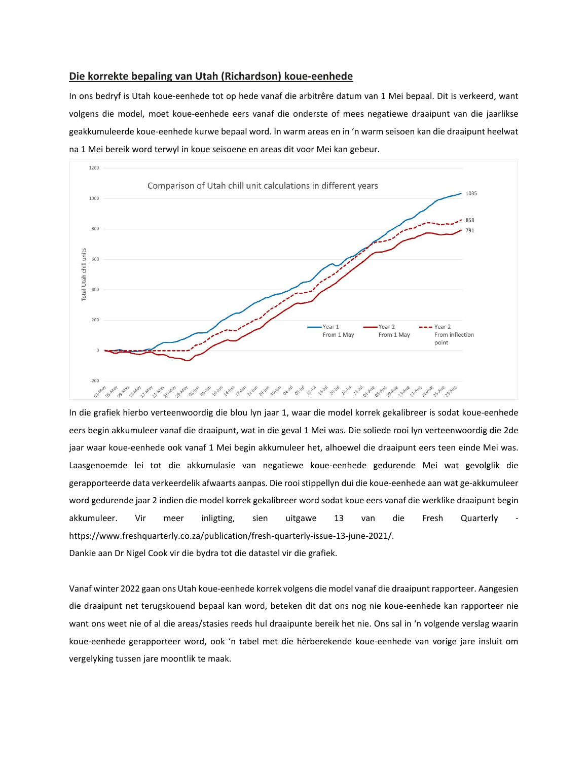## Die korrekte bepaling van Utah (Richardson) koue-eenhede

In ons bedryf is Utah koue-eenhede tot op hede vanaf die arbitrêre datum van 1 Mei bepaal. Dit is verkeerd, want volgens die model, moet koue-eenhede eers vanaf die onderste of mees negatiewe draaipunt van die jaarlikse geakkumuleerde koue-eenhede kurwe bepaal word. In warm areas en in 'n warm seisoen kan die draaipunt heelwat na 1 Mei bereik word terwyl in koue seisoene en areas dit voor Mei kan gebeur.

Comparison of Utah chill unit calculations in different years

Total Utah chill units

1200
1000
800
600
400
200
0
-200

01-May 05-May 09-May 13-May 17-May 21-May 25-May 29-May 02-Jun 06-Jun 10-Jun 14-Jun 18-Jun 22-Jun 26-Jun 30-Jun 04-Jul 08-Jul 12-Jul 16-Jul 20-Jul 24-Jul 28-Jul 01-Aug 05-Aug 09-Aug 13-Aug 17-Aug 21-Aug 25-Aug 29-Aug

1035
858
791

Year 1 From 1 May
Year 2 From 1 May
Year 2 From inflection point

In die grafiek hierbo verteenwoordig die blou lyn jaar 1, waar die model korrek gekalibreer is sodat koue-eenhede eers begin akkumuleer vanaf die draaipunt, wat in die geval 1 Mei was. Die soliede rooi lyn verteenwoordig die 2de jaar waar koue-eenhede ook vanaf 1 Mei begin akkumuleer het, alhoewel die draaipunt eers teen einde Mei was. Laasgenoemde lei tot die akkumulasie van negatiewe koue-eenhede gedurende Mei wat gevolglik die gerapporteerde data verkeerdelik afwaarts aanpas. Die rooi stippellyn dui die koue-eenhede aan wat ge-akkumuleer word gedurende jaar 2 indien die model korrek gekalibreer word sodat koue eers vanaf die werklike draaipunt begin akkumuleer. Vir meer inligting, sien uitgawe 13 van die Fresh Quarterly - https://www.freshquarterly.co.za/publication/fresh-quarterly-issue-13-june-2021/.

Dankie aan Dr Nigel Cook vir die bydra tot die datastel vir die grafiek.

Vanaf winter 2022 gaan ons Utah koue-eenhede korrek volgens die model vanaf die draaipunt rapporteer. Aangesien die draaipunt net terugskouend bepaal kan word, beteken dit dat ons nog nie koue-eenhede kan rapporteer nie want ons weet nie of al die areas/stasies reeds hul draaipunte bereik het nie. Ons sal in 'n volgende verslag waarin koue-eenhede gerapporteer word, ook 'n tabel met die hêrberekende koue-eenhede van vorige jare insluit om vergelyking tussen jare moontlik te maak.